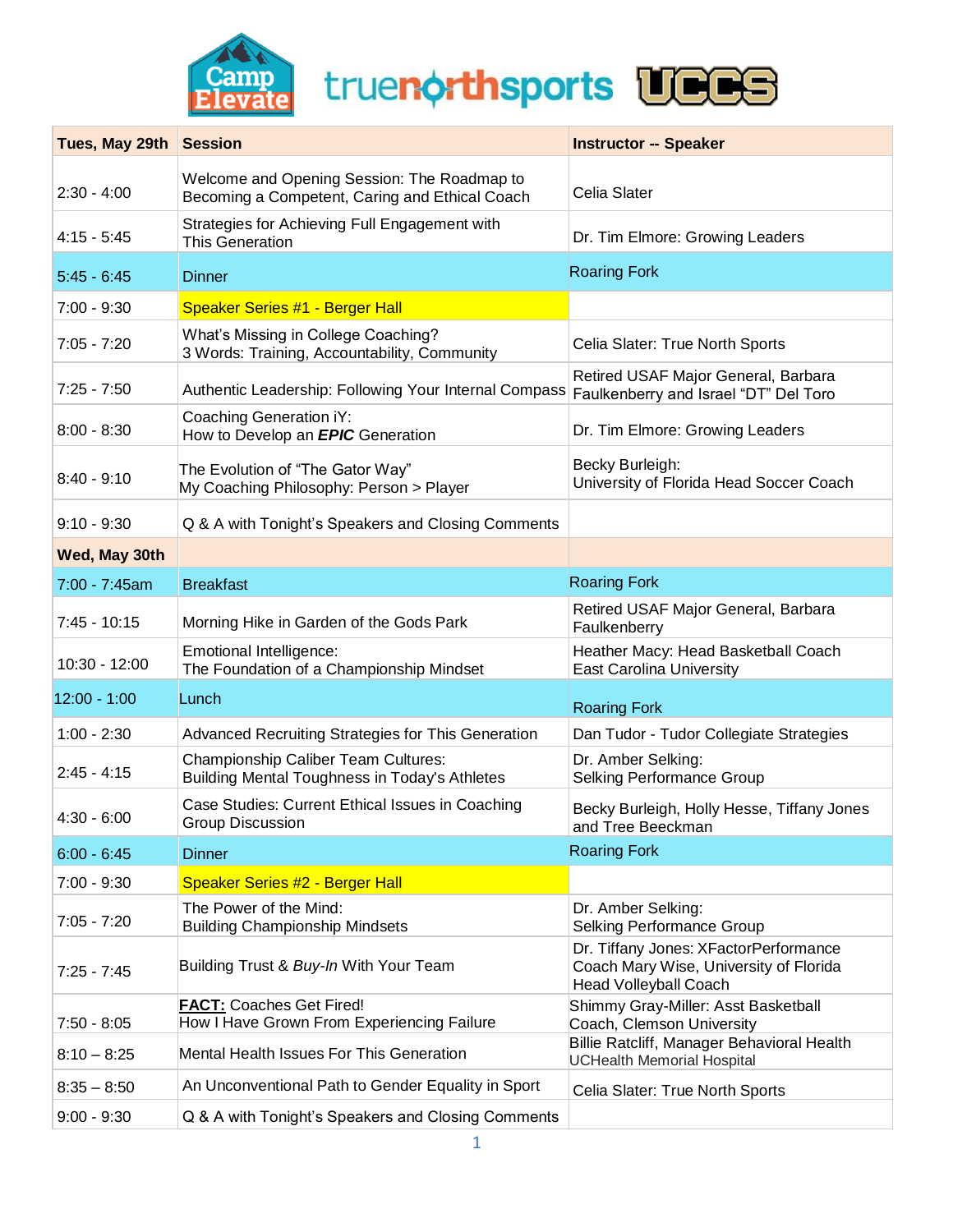Camp Elevate truenorthsports UCCS

| Tues, May 29th | Session | Instructor -- Speaker |
|---|---|---|
| 2:30 - 4:00 | Welcome and Opening Session: The Roadmap to Becoming a Competent, Caring and Ethical Coach | Celia Slater |
| 4:15 - 5:45 | Strategies for Achieving Full Engagement with This Generation | Dr. Tim Elmore: Growing Leaders |
| 5:45 - 6:45 | Dinner | Roaring Fork |
| 7:00 - 9:30 | Speaker Series #1 - Berger Hall | |
| 7:05 - 7:20 | What's Missing in College Coaching? 3 Words: Training, Accountability, Community | Celia Slater: True North Sports |
| 7:25 - 7:50 | Authentic Leadership: Following Your Internal Compass | Retired USAF Major General, Barbara Faulkenberry and Israel "DT" Del Toro |
| 8:00 - 8:30 | Coaching Generation iY: How to Develop an ***EPIC*** Generation | Dr. Tim Elmore: Growing Leaders |
| 8:40 - 9:10 | The Evolution of "The Gator Way" My Coaching Philosophy: Person > Player | Becky Burleigh: University of Florida Head Soccer Coach |
| 9:10 - 9:30 | Q & A with Tonight's Speakers and Closing Comments | |
| **Wed, May 30th** | | |
| 7:00 - 7:45am | Breakfast | Roaring Fork |
| 7:45 - 10:15 | Morning Hike in Garden of the Gods Park | Retired USAF Major General, Barbara Faulkenberry |
| 10:30 - 12:00 | Emotional Intelligence: The Foundation of a Championship Mindset | Heather Macy: Head Basketball Coach East Carolina University |
| 12:00 - 1:00 | Lunch | Roaring Fork |
| 1:00 - 2:30 | Advanced Recruiting Strategies for This Generation | Dan Tudor - Tudor Collegiate Strategies |
| 2:45 - 4:15 | Championship Caliber Team Cultures: Building Mental Toughness in Today's Athletes | Dr. Amber Selking: Selking Performance Group |
| 4:30 - 6:00 | Case Studies: Current Ethical Issues in Coaching Group Discussion | Becky Burleigh, Holly Hesse, Tiffany Jones and Tree Beeckman |
| 6:00 - 6:45 | Dinner | Roaring Fork |
| 7:00 - 9:30 | Speaker Series #2 - Berger Hall | |
| 7:05 - 7:20 | The Power of the Mind: Building Championship Mindsets | Dr. Amber Selking: Selking Performance Group |
| 7:25 - 7:45 | Building Trust & *Buy-In* With Your Team | Dr. Tiffany Jones: XFactorPerformance Coach Mary Wise, University of Florida Head Volleyball Coach |
| 7:50 - 8:05 | **FACT:** Coaches Get Fired! How I Have Grown From Experiencing Failure | Shimmy Gray-Miller: Asst Basketball Coach, Clemson University |
| 8:10 – 8:25 | Mental Health Issues For This Generation | Billie Ratcliff, Manager Behavioral Health UCHealth Memorial Hospital |
| 8:35 – 8:50 | An Unconventional Path to Gender Equality in Sport | Celia Slater: True North Sports |
| 9:00 - 9:30 | Q & A with Tonight's Speakers and Closing Comments | |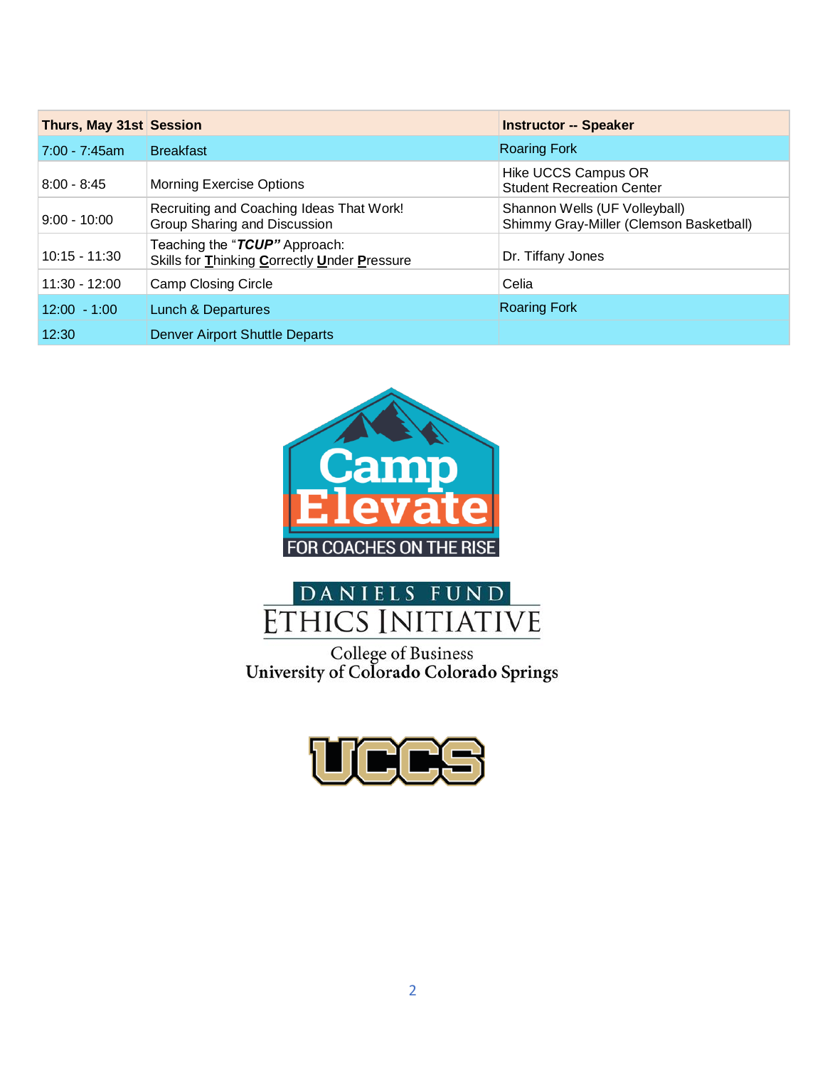| Thurs, May 31st | Session | Instructor -- Speaker |
|---|---|---|
| 7:00 - 7:45am | Breakfast | Roaring Fork |
| 8:00 - 8:45 | Morning Exercise Options | Hike UCCS Campus OR<br>Student Recreation Center |
| 9:00 - 10:00 | Recruiting and Coaching Ideas That Work!<br>Group Sharing and Discussion | Shannon Wells (UF Volleyball)<br>Shimmy Gray-Miller (Clemson Basketball) |
| 10:15 - 11:30 | Teaching the "***TCUP"*** Approach:<br>Skills for **T**hinking **C**orrectly **U**nder **P**ressure | Dr. Tiffany Jones |
| 11:30 - 12:00 | Camp Closing Circle | Celia |
| 12:00 - 1:00 | Lunch & Departures | Roaring Fork |
| 12:30 | Denver Airport Shuttle Departs | |

Camp Elevate
FOR COACHES ON THE RISE

DANIELS FUND
ETHICS INITIATIVE
College of Business
University of Colorado Colorado Springs

UCCS